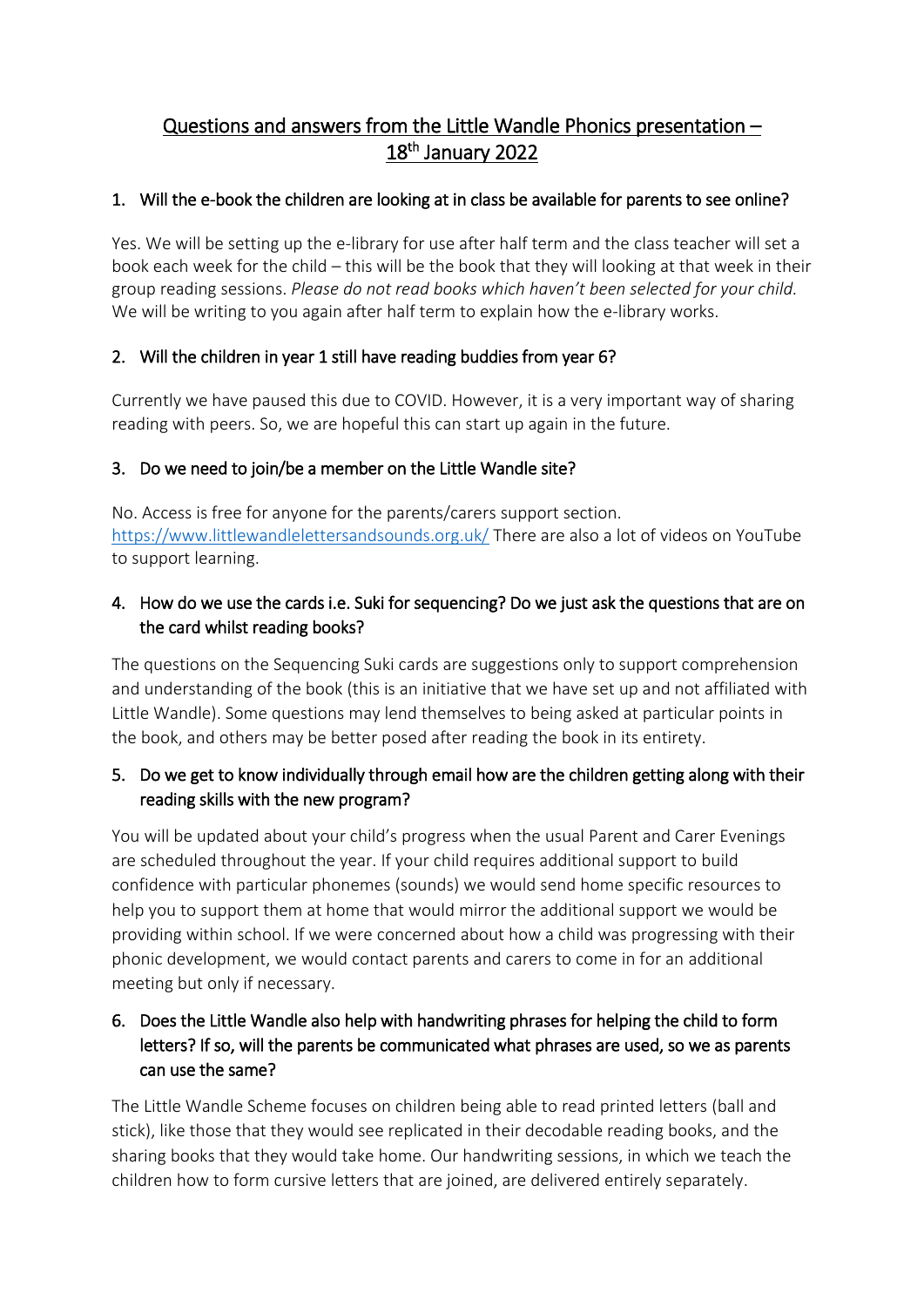# Questions and answers from the Little Wandle Phonics presentation – 18th January 2022

1. **Will the e-book the children are looking at in class be available for parents to see online?**

Yes. We will be setting up the e-library for use after half term and the class teacher will set a book each week for the child – this will be the book that they will looking at that week in their group reading sessions. *Please do not read books which haven't been selected for your child.* We will be writing to you again after half term to explain how the e-library works.

2. **Will the children in year 1 still have reading buddies from year 6?**

Currently we have paused this due to COVID. However, it is a very important way of sharing reading with peers. So, we are hopeful this can start up again in the future.

3. **Do we need to join/be a member on the Little Wandle site?**

No. Access is free for anyone for the parents/carers support section. https://www.littlewandlelettersandsounds.org.uk/ There are also a lot of videos on YouTube to support learning.

4. **How do we use the cards i.e. Suki for sequencing? Do we just ask the questions that are on the card whilst reading books?**

The questions on the Sequencing Suki cards are suggestions only to support comprehension and understanding of the book (this is an initiative that we have set up and not affiliated with Little Wandle). Some questions may lend themselves to being asked at particular points in the book, and others may be better posed after reading the book in its entirety.

5. **Do we get to know individually through email how are the children getting along with their reading skills with the new program?**

You will be updated about your child's progress when the usual Parent and Carer Evenings are scheduled throughout the year. If your child requires additional support to build confidence with particular phonemes (sounds) we would send home specific resources to help you to support them at home that would mirror the additional support we would be providing within school. If we were concerned about how a child was progressing with their phonic development, we would contact parents and carers to come in for an additional meeting but only if necessary.

6. **Does the Little Wandle also help with handwriting phrases for helping the child to form letters? If so, will the parents be communicated what phrases are used, so we as parents can use the same?**

The Little Wandle Scheme focuses on children being able to read printed letters (ball and stick), like those that they would see replicated in their decodable reading books, and the sharing books that they would take home. Our handwriting sessions, in which we teach the children how to form cursive letters that are joined, are delivered entirely separately.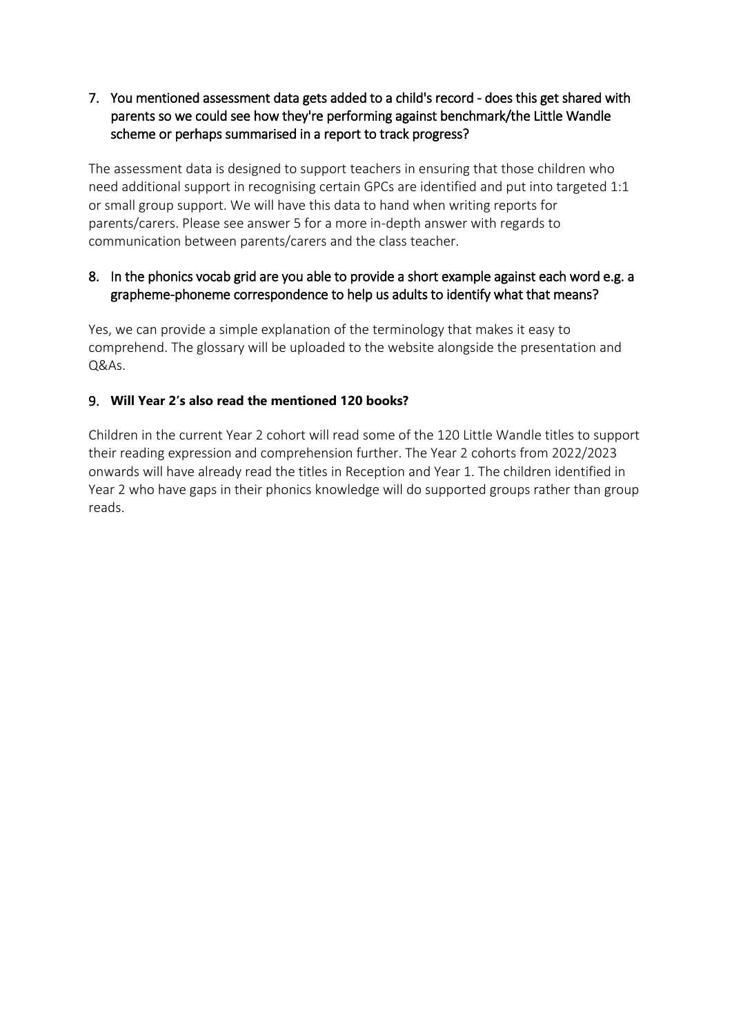7. You mentioned assessment data gets added to a child's record - does this get shared with parents so we could see how they're performing against benchmark/the Little Wandle scheme or perhaps summarised in a report to track progress?

The assessment data is designed to support teachers in ensuring that those children who need additional support in recognising certain GPCs are identified and put into targeted 1:1 or small group support. We will have this data to hand when writing reports for parents/carers. Please see answer 5 for a more in-depth answer with regards to communication between parents/carers and the class teacher.

8. In the phonics vocab grid are you able to provide a short example against each word e.g. a grapheme-phoneme correspondence to help us adults to identify what that means?

Yes, we can provide a simple explanation of the terminology that makes it easy to comprehend. The glossary will be uploaded to the website alongside the presentation and Q&As.

9. **Will Year 2's also read the mentioned 120 books?**

Children in the current Year 2 cohort will read some of the 120 Little Wandle titles to support their reading expression and comprehension further. The Year 2 cohorts from 2022/2023 onwards will have already read the titles in Reception and Year 1. The children identified in Year 2 who have gaps in their phonics knowledge will do supported groups rather than group reads.